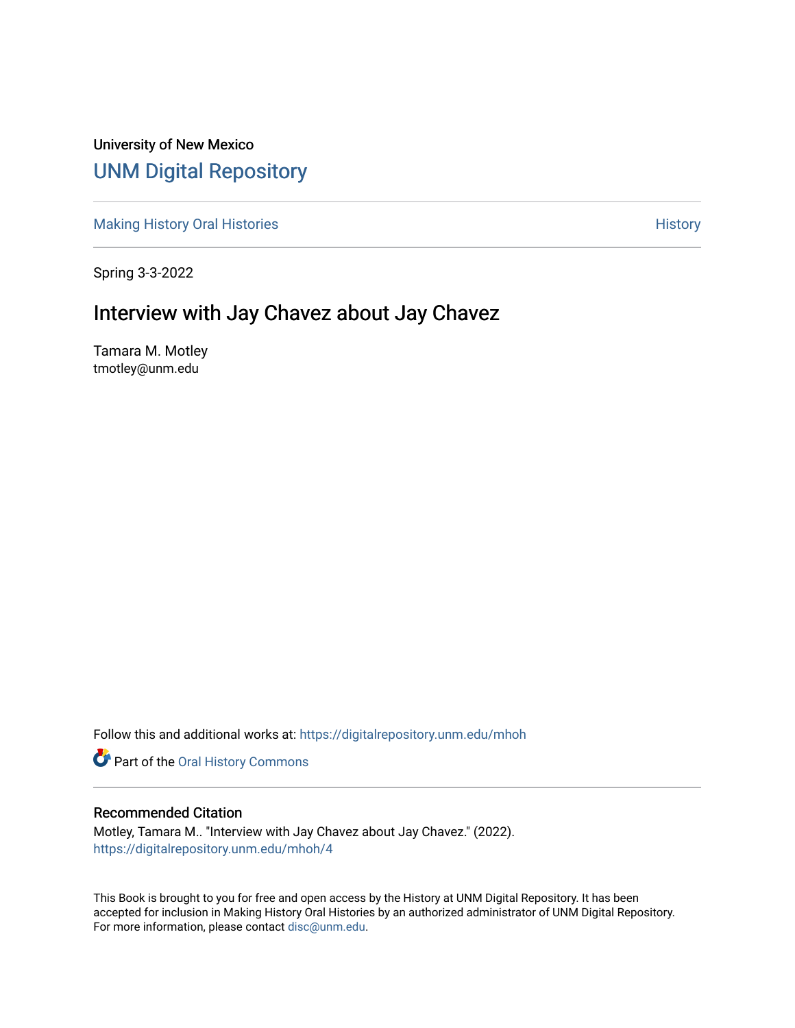University of New Mexico

# UNM Digital Repository

Making History Oral Histories | History

Spring 3-3-2022

## Interview with Jay Chavez about Jay Chavez

Tamara M. Motley
tmotley@unm.edu

Follow this and additional works at: https://digitalrepository.unm.edu/mhoh

Part of the Oral History Commons

### Recommended Citation

Motley, Tamara M.. "Interview with Jay Chavez about Jay Chavez." (2022).
https://digitalrepository.unm.edu/mhoh/4

This Book is brought to you for free and open access by the History at UNM Digital Repository. It has been accepted for inclusion in Making History Oral Histories by an authorized administrator of UNM Digital Repository. For more information, please contact disc@unm.edu.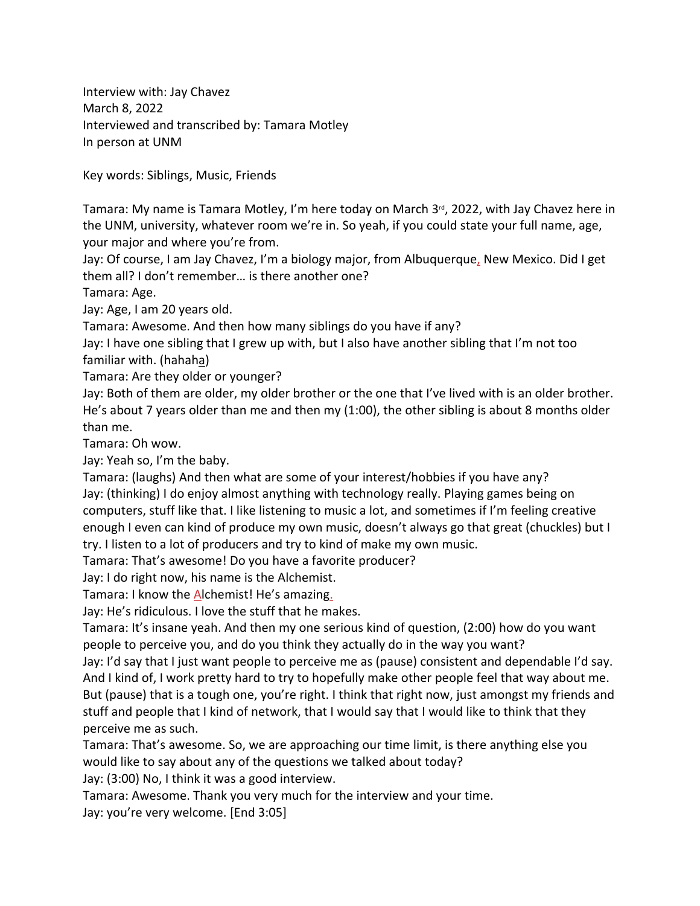Interview with: Jay Chavez
March 8, 2022
Interviewed and transcribed by: Tamara Motley
In person at UNM

Key words: Siblings, Music, Friends

Tamara: My name is Tamara Motley, I'm here today on March 3rd, 2022, with Jay Chavez here in the UNM, university, whatever room we're in. So yeah, if you could state your full name, age, your major and where you're from.
Jay: Of course, I am Jay Chavez, I'm a biology major, from Albuquerque, New Mexico. Did I get them all? I don't remember… is there another one?
Tamara: Age.
Jay: Age, I am 20 years old.
Tamara: Awesome. And then how many siblings do you have if any?
Jay: I have one sibling that I grew up with, but I also have another sibling that I'm not too familiar with. (hahaha)
Tamara: Are they older or younger?
Jay: Both of them are older, my older brother or the one that I've lived with is an older brother. He's about 7 years older than me and then my (1:00), the other sibling is about 8 months older than me.
Tamara: Oh wow.
Jay: Yeah so, I'm the baby.
Tamara: (laughs) And then what are some of your interest/hobbies if you have any?
Jay: (thinking) I do enjoy almost anything with technology really. Playing games being on computers, stuff like that. I like listening to music a lot, and sometimes if I'm feeling creative enough I even can kind of produce my own music, doesn't always go that great (chuckles) but I try. I listen to a lot of producers and try to kind of make my own music.
Tamara: That's awesome! Do you have a favorite producer?
Jay: I do right now, his name is the Alchemist.
Tamara: I know the Alchemist! He's amazing.
Jay: He's ridiculous. I love the stuff that he makes.
Tamara: It's insane yeah. And then my one serious kind of question, (2:00) how do you want people to perceive you, and do you think they actually do in the way you want?
Jay: I'd say that I just want people to perceive me as (pause) consistent and dependable I'd say. And I kind of, I work pretty hard to try to hopefully make other people feel that way about me. But (pause) that is a tough one, you're right. I think that right now, just amongst my friends and stuff and people that I kind of network, that I would say that I would like to think that they perceive me as such.
Tamara: That's awesome. So, we are approaching our time limit, is there anything else you would like to say about any of the questions we talked about today?
Jay: (3:00) No, I think it was a good interview.
Tamara: Awesome. Thank you very much for the interview and your time.
Jay: you're very welcome. [End 3:05]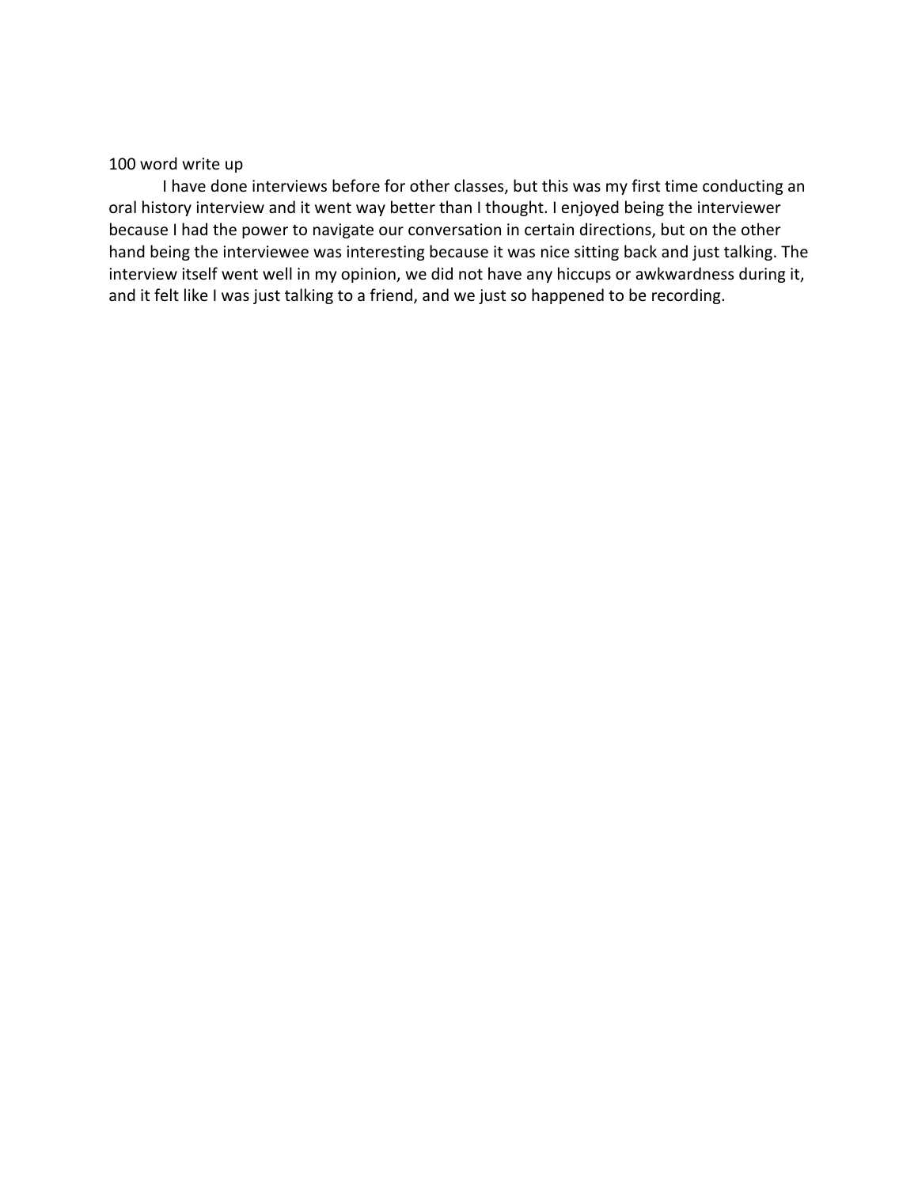100 word write up

I have done interviews before for other classes, but this was my first time conducting an oral history interview and it went way better than I thought. I enjoyed being the interviewer because I had the power to navigate our conversation in certain directions, but on the other hand being the interviewee was interesting because it was nice sitting back and just talking. The interview itself went well in my opinion, we did not have any hiccups or awkwardness during it, and it felt like I was just talking to a friend, and we just so happened to be recording.